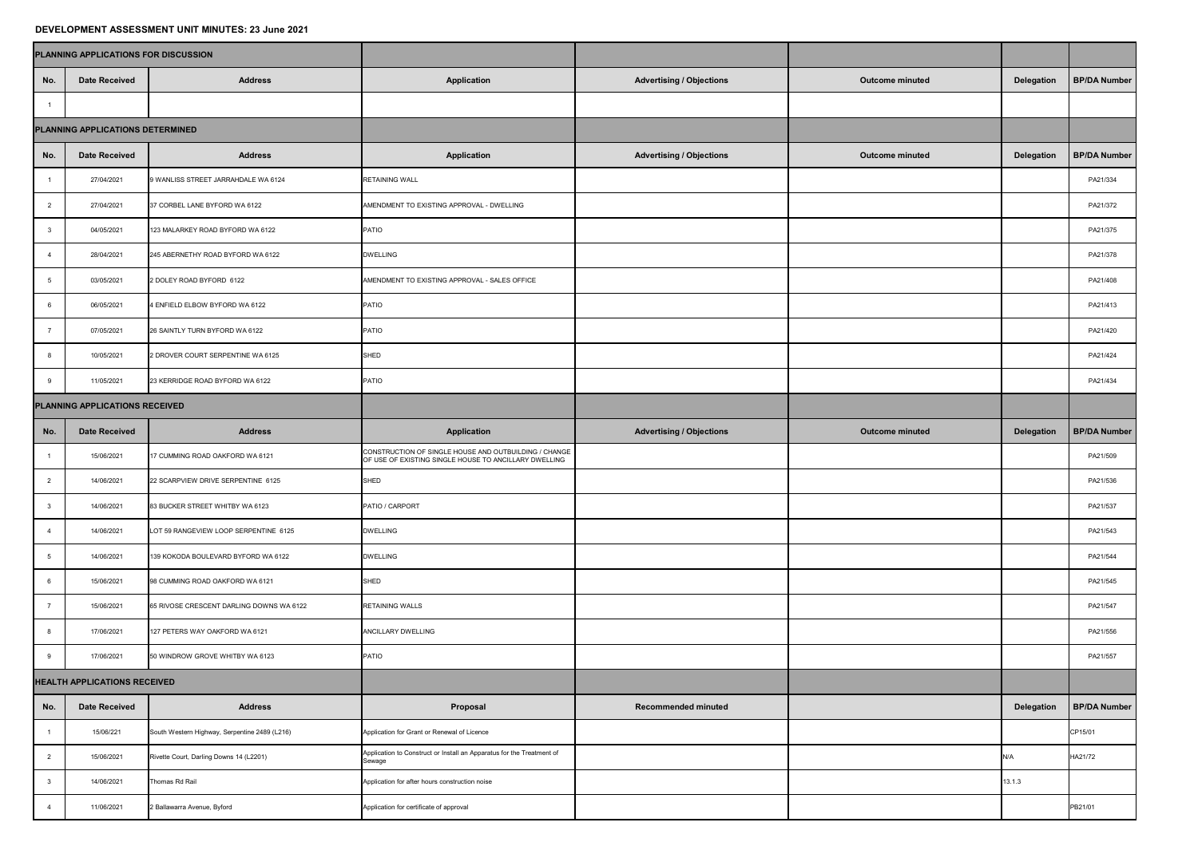**DEVELOPMENT ASSESSMENT UNIT MINUTES: 23 June 2021**

| PLANNING APPLICATIONS FOR DISCUSSION | | | | | | | |
|---|---|---|---|---|---|---|---|
| **No.** | **Date Received** | **Address** | **Application** | **Advertising / Objections** | **Outcome minuted** | **Delegation** | **BP/DA Number** |
| 1 | | | | | | | |
| **PLANNING APPLICATIONS DETERMINED** | | | | | | | |
| **No.** | **Date Received** | **Address** | **Application** | **Advertising / Objections** | **Outcome minuted** | **Delegation** | **BP/DA Number** |
| 1 | 27/04/2021 | 9 WANLISS STREET JARRAHDALE WA 6124 | RETAINING WALL | | | | PA21/334 |
| 2 | 27/04/2021 | 37 CORBEL LANE BYFORD WA 6122 | AMENDMENT TO EXISTING APPROVAL - DWELLING | | | | PA21/372 |
| 3 | 04/05/2021 | 123 MALARKEY ROAD BYFORD WA 6122 | PATIO | | | | PA21/375 |
| 4 | 28/04/2021 | 245 ABERNETHY ROAD BYFORD WA 6122 | DWELLING | | | | PA21/378 |
| 5 | 03/05/2021 | 2 DOLEY ROAD BYFORD 6122 | AMENDMENT TO EXISTING APPROVAL - SALES OFFICE | | | | PA21/408 |
| 6 | 06/05/2021 | 4 ENFIELD ELBOW BYFORD WA 6122 | PATIO | | | | PA21/413 |
| 7 | 07/05/2021 | 26 SAINTLY TURN BYFORD WA 6122 | PATIO | | | | PA21/420 |
| 8 | 10/05/2021 | 2 DROVER COURT SERPENTINE WA 6125 | SHED | | | | PA21/424 |
| 9 | 11/05/2021 | 23 KERRIDGE ROAD BYFORD WA 6122 | PATIO | | | | PA21/434 |
| **PLANNING APPLICATIONS RECEIVED** | | | | | | | |
| **No.** | **Date Received** | **Address** | **Application** | **Advertising / Objections** | **Outcome minuted** | **Delegation** | **BP/DA Number** |
| 1 | 15/06/2021 | 17 CUMMING ROAD OAKFORD WA 6121 | CONSTRUCTION OF SINGLE HOUSE AND OUTBUILDING / CHANGE OF USE OF EXISTING SINGLE HOUSE TO ANCILLARY DWELLING | | | | PA21/509 |
| 2 | 14/06/2021 | 22 SCARPVIEW DRIVE SERPENTINE 6125 | SHED | | | | PA21/536 |
| 3 | 14/06/2021 | 83 BUCKER STREET WHITBY WA 6123 | PATIO / CARPORT | | | | PA21/537 |
| 4 | 14/06/2021 | LOT 59 RANGEVIEW LOOP SERPENTINE 6125 | DWELLING | | | | PA21/543 |
| 5 | 14/06/2021 | 139 KOKODA BOULEVARD BYFORD WA 6122 | DWELLING | | | | PA21/544 |
| 6 | 15/06/2021 | 98 CUMMING ROAD OAKFORD WA 6121 | SHED | | | | PA21/545 |
| 7 | 15/06/2021 | 65 RIVOSE CRESCENT DARLING DOWNS WA 6122 | RETAINING WALLS | | | | PA21/547 |
| 8 | 17/06/2021 | 127 PETERS WAY OAKFORD WA 6121 | ANCILLARY DWELLING | | | | PA21/556 |
| 9 | 17/06/2021 | 50 WINDROW GROVE WHITBY WA 6123 | PATIO | | | | PA21/557 |
| **HEALTH APPLICATIONS RECEIVED** | | | | | | | |
| **No.** | **Date Received** | **Address** | **Proposal** | **Recommended minuted** | | **Delegation** | **BP/DA Number** |
| 1 | 15/06/221 | South Western Highway, Serpentine 2489 (L216) | Application for Grant or Renewal of Licence | | | | CP15/01 |
| 2 | 15/06/2021 | Rivette Court, Darling Downs 14 (L2201) | Application to Construct or Install an Apparatus for the Treatment of Sewage | | | N/A | HA21/72 |
| 3 | 14/06/2021 | Thomas Rd Rail | Application for after hours construction noise | | | 13.1.3 | |
| 4 | 11/06/2021 | 2 Ballawarra Avenue, Byford | Application for certificate of approval | | | | PB21/01 |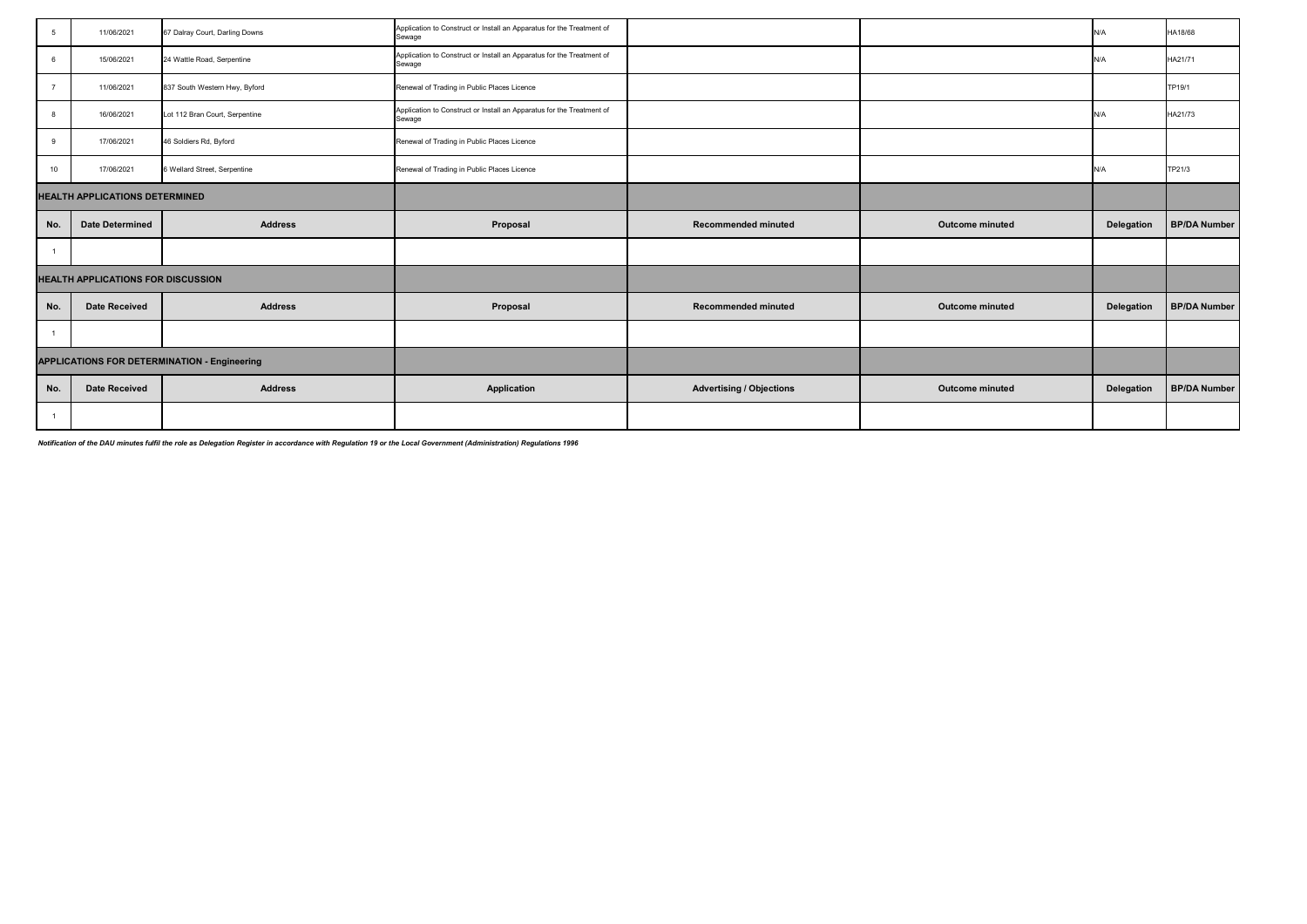| | | | | | | | |
|---|---|---|---|---|---|---|---|
| 5 | 11/06/2021 | 67 Dalray Court, Darling Downs | Application to Construct or Install an Apparatus for the Treatment of Sewage | | | N/A | HA18/68 |
| 6 | 15/06/2021 | 24 Wattle Road, Serpentine | Application to Construct or Install an Apparatus for the Treatment of Sewage | | | N/A | HA21/71 |
| 7 | 11/06/2021 | 837 South Western Hwy, Byford | Renewal of Trading in Public Places Licence | | | | TP19/1 |
| 8 | 16/06/2021 | Lot 112 Bran Court, Serpentine | Application to Construct or Install an Apparatus for the Treatment of Sewage | | | N/A | HA21/73 |
| 9 | 17/06/2021 | 46 Soldiers Rd, Byford | Renewal of Trading in Public Places Licence | | | | |
| 10 | 17/06/2021 | 6 Wellard Street, Serpentine | Renewal of Trading in Public Places Licence | | | N/A | TP21/3 |

**HEALTH APPLICATIONS DETERMINED**

| No. | Date Determined | Address | Proposal | Recommended minuted | Outcome minuted | Delegation | BP/DA Number |
|---|---|---|---|---|---|---|---|
| 1 | | | | | | | |

**HEALTH APPLICATIONS FOR DISCUSSION**

| No. | Date Received | Address | Proposal | Recommended minuted | Outcome minuted | Delegation | BP/DA Number |
|---|---|---|---|---|---|---|---|
| 1 | | | | | | | |

**APPLICATIONS FOR DETERMINATION - Engineering**

| No. | Date Received | Address | Application | Advertising / Objections | Outcome minuted | Delegation | BP/DA Number |
|---|---|---|---|---|---|---|---|
| 1 | | | | | | | |

***Notification of the DAU minutes fulfil the role as Delegation Register in accordance with Regulation 19 or the Local Government (Administration) Regulations 1996***